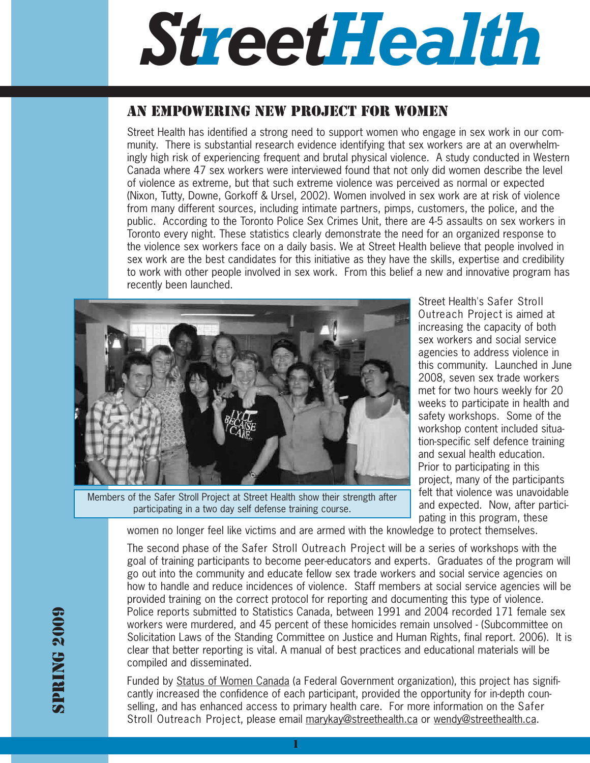# StreetHealth

## AN EMPOWERING NEW PROJECT FOR WOMEN

Street Health has identified a strong need to support women who engage in sex work in our community. There is substantial research evidence identifying that sex workers are at an overwhelmingly high risk of experiencing frequent and brutal physical violence. A study conducted in Western Canada where 47 sex workers were interviewed found that not only did women describe the level of violence as extreme, but that such extreme violence was perceived as normal or expected (Nixon, Tutty, Downe, Gorkoff & Ursel, 2002). Women involved in sex work are at risk of violence from many different sources, including intimate partners, pimps, customers, the police, and the public. According to the Toronto Police Sex Crimes Unit, there are 4-5 assaults on sex workers in Toronto every night. These statistics clearly demonstrate the need for an organized response to the violence sex workers face on a daily basis. We at Street Health believe that people involved in sex work are the best candidates for this initiative as they have the skills, expertise and credibility to work with other people involved in sex work. From this belief a new and innovative program has recently been launched.

Members of the Safer Stroll Project at Street Health show their strength after participating in a two day self defense training course.

Street Health's Safer Stroll Outreach Project is aimed at increasing the capacity of both sex workers and social service agencies to address violence in this community. Launched in June 2008, seven sex trade workers met for two hours weekly for 20 weeks to participate in health and safety workshops. Some of the workshop content included situation-specific self defence training and sexual health education. Prior to participating in this project, many of the participants felt that violence was unavoidable and expected. Now, after participating in this program, these women no longer feel like victims and are armed with the knowledge to protect themselves.

The second phase of the Safer Stroll Outreach Project will be a series of workshops with the goal of training participants to become peer-educators and experts. Graduates of the program will go out into the community and educate fellow sex trade workers and social service agencies on how to handle and reduce incidences of violence. Staff members at social service agencies will be provided training on the correct protocol for reporting and documenting this type of violence. Police reports submitted to Statistics Canada, between 1991 and 2004 recorded 171 female sex workers were murdered, and 45 percent of these homicides remain unsolved - (Subcommittee on Solicitation Laws of the Standing Committee on Justice and Human Rights, final report. 2006). It is clear that better reporting is vital. A manual of best practices and educational materials will be compiled and disseminated.

Funded by Status of Women Canada (a Federal Government organization), this project has significantly increased the confidence of each participant, provided the opportunity for in-depth counselling, and has enhanced access to primary health care. For more information on the Safer Stroll Outreach Project, please email marykay@streethealth.ca or wendy@streethealth.ca.

SPRING 2009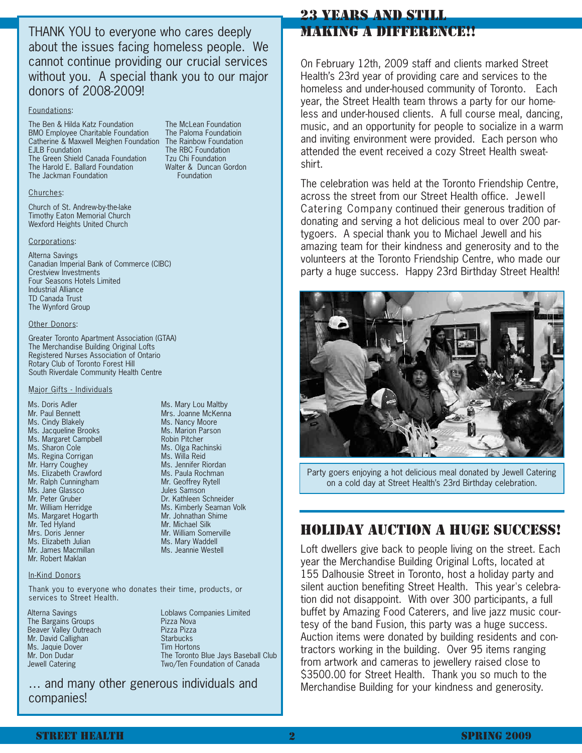THANK YOU to everyone who cares deeply about the issues facing homeless people. We cannot continue providing our crucial services without you. A special thank you to our major donors of 2008-2009!

Foundations:

The Ben & Hilda Katz Foundation
BMO Employee Charitable Foundation
Catherine & Maxwell Meighen Foundation
EJLB Foundation
The Green Shield Canada Foundation
The Harold E. Ballard Foundation
The Jackman Foundation
The McLean Foundation
The Paloma Foundatioin
The Rainbow Foundation
The RBC Foundation
Tzu Chi Foundation
Walter & Duncan Gordon Foundation

Churches:

Church of St. Andrew-by-the-lake
Timothy Eaton Memorial Church
Wexford Heights United Church

Corporations:

Alterna Savings
Canadian Imperial Bank of Commerce (CIBC)
Crestview Investments
Four Seasons Hotels Limited
Industrial Alliance
TD Canada Trust
The Wynford Group

Other Donors:

Greater Toronto Apartment Association (GTAA)
The Merchandise Building Original Lofts
Registered Nurses Association of Ontario
Rotary Club of Toronto Forest Hill
South Riverdale Community Health Centre

Major Gifts - Individuals

Ms. Doris Adler
Mr. Paul Bennett
Ms. Cindy Blakely
Ms. Jacqueline Brooks
Ms. Margaret Campbell
Ms. Sharon Cole
Ms. Regina Corrigan
Mr. Harry Coughey
Ms. Elizabeth Crawford
Mr. Ralph Cunningham
Ms. Jane Glassco
Mr. Peter Gruber
Mr. William Herridge
Ms. Margaret Hogarth
Mr. Ted Hyland
Mrs. Doris Jenner
Ms. Elizabeth Julian
Mr. James Macmillan
Mr. Robert Maklan
Ms. Mary Lou Maltby
Mrs. Joanne McKenna
Ms. Nancy Moore
Ms. Marion Parson
Robin Pitcher
Ms. Olga Rachinski
Ms. Willa Reid
Ms. Jennifer Riordan
Ms. Paula Rochman
Mr. Geoffrey Rytell
Jules Samson
Dr. Kathleen Schneider
Ms. Kimberly Seaman Volk
Mr. Johnathan Shime
Mr. Michael Silk
Mr. William Somerville
Ms. Mary Waddell
Ms. Jeannie Westell

In-Kind Donors

Thank you to everyone who donates their time, products, or services to Street Health.

Alterna Savings
The Bargains Groups
Beaver Valley Outreach
Mr. David Callighan
Ms. Jaquie Dover
Mr. Don Dudar
Jewell Catering
Loblaws Companies Limited
Pizza Nova
Pizza Pizza
Starbucks
Tim Hortons
The Toronto Blue Jays Baseball Club
Two/Ten Foundation of Canada

… and many other generous individuals and companies!

## 23 YEARS AND STILL MAKING A DIFFERENCE!!

On February 12th, 2009 staff and clients marked Street Health's 23rd year of providing care and services to the homeless and under-housed community of Toronto. Each year, the Street Health team throws a party for our homeless and under-housed clients. A full course meal, dancing, music, and an opportunity for people to socialize in a warm and inviting environment were provided. Each person who attended the event received a cozy Street Health sweatshirt.

The celebration was held at the Toronto Friendship Centre, across the street from our Street Health office. Jewell Catering Company continued their generous tradition of donating and serving a hot delicious meal to over 200 partygoers. A special thank you to Michael Jewell and his amazing team for their kindness and generosity and to the volunteers at the Toronto Friendship Centre, who made our party a huge success. Happy 23rd Birthday Street Health!

Party goers enjoying a hot delicious meal donated by Jewell Catering on a cold day at Street Health's 23rd Birthday celebration.

## HOLIDAY AUCTION A HUGE SUCCESS!

Loft dwellers give back to people living on the street. Each year the Merchandise Building Original Lofts, located at 155 Dalhousie Street in Toronto, host a holiday party and silent auction benefiting Street Health. This year's celebration did not disappoint. With over 300 participants, a full buffet by Amazing Food Caterers, and live jazz music courtesy of the band Fusion, this party was a huge success. Auction items were donated by building residents and contractors working in the building. Over 95 items ranging from artwork and cameras to jewellery raised close to $3500.00 for Street Health. Thank you so much to the Merchandise Building for your kindness and generosity.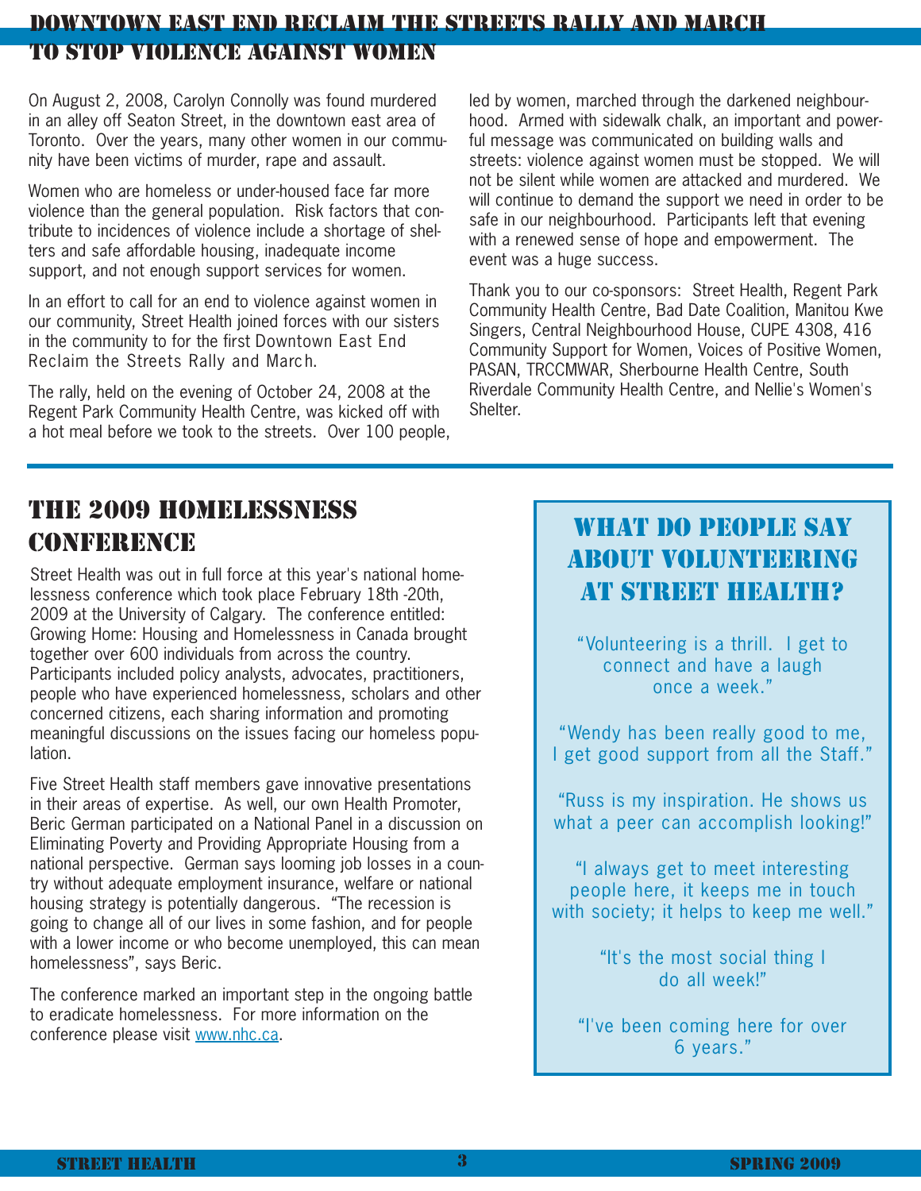# Downtown East End Reclaim the Streets Rally and March to Stop Violence Against Women

On August 2, 2008, Carolyn Connolly was found murdered in an alley off Seaton Street, in the downtown east area of Toronto. Over the years, many other women in our community have been victims of murder, rape and assault.

Women who are homeless or under-housed face far more violence than the general population. Risk factors that contribute to incidences of violence include a shortage of shelters and safe affordable housing, inadequate income support, and not enough support services for women.

In an effort to call for an end to violence against women in our community, Street Health joined forces with our sisters in the community to for the first Downtown East End Reclaim the Streets Rally and March.

The rally, held on the evening of October 24, 2008 at the Regent Park Community Health Centre, was kicked off with a hot meal before we took to the streets. Over 100 people, led by women, marched through the darkened neighbourhood. Armed with sidewalk chalk, an important and powerful message was communicated on building walls and streets: violence against women must be stopped. We will not be silent while women are attacked and murdered. We will continue to demand the support we need in order to be safe in our neighbourhood. Participants left that evening with a renewed sense of hope and empowerment. The event was a huge success.

Thank you to our co-sponsors: Street Health, Regent Park Community Health Centre, Bad Date Coalition, Manitou Kwe Singers, Central Neighbourhood House, CUPE 4308, 416 Community Support for Women, Voices of Positive Women, PASAN, TRCCMWAR, Sherbourne Health Centre, South Riverdale Community Health Centre, and Nellie's Women's Shelter.

# The 2009 Homelessness Conference

Street Health was out in full force at this year's national homelessness conference which took place February 18th -20th, 2009 at the University of Calgary. The conference entitled: Growing Home: Housing and Homelessness in Canada brought together over 600 individuals from across the country. Participants included policy analysts, advocates, practitioners, people who have experienced homelessness, scholars and other concerned citizens, each sharing information and promoting meaningful discussions on the issues facing our homeless population.

Five Street Health staff members gave innovative presentations in their areas of expertise. As well, our own Health Promoter, Beric German participated on a National Panel in a discussion on Eliminating Poverty and Providing Appropriate Housing from a national perspective. German says looming job losses in a country without adequate employment insurance, welfare or national housing strategy is potentially dangerous. "The recession is going to change all of our lives in some fashion, and for people with a lower income or who become unemployed, this can mean homelessness", says Beric.

The conference marked an important step in the ongoing battle to eradicate homelessness. For more information on the conference please visit www.nhc.ca.

## What do people say about volunteering at Street Health?

"Volunteering is a thrill. I get to connect and have a laugh once a week."

"Wendy has been really good to me, I get good support from all the Staff."

"Russ is my inspiration. He shows us what a peer can accomplish looking!"

"I always get to meet interesting people here, it keeps me in touch with society; it helps to keep me well."

"It's the most social thing I do all week!"

"I've been coming here for over 6 years."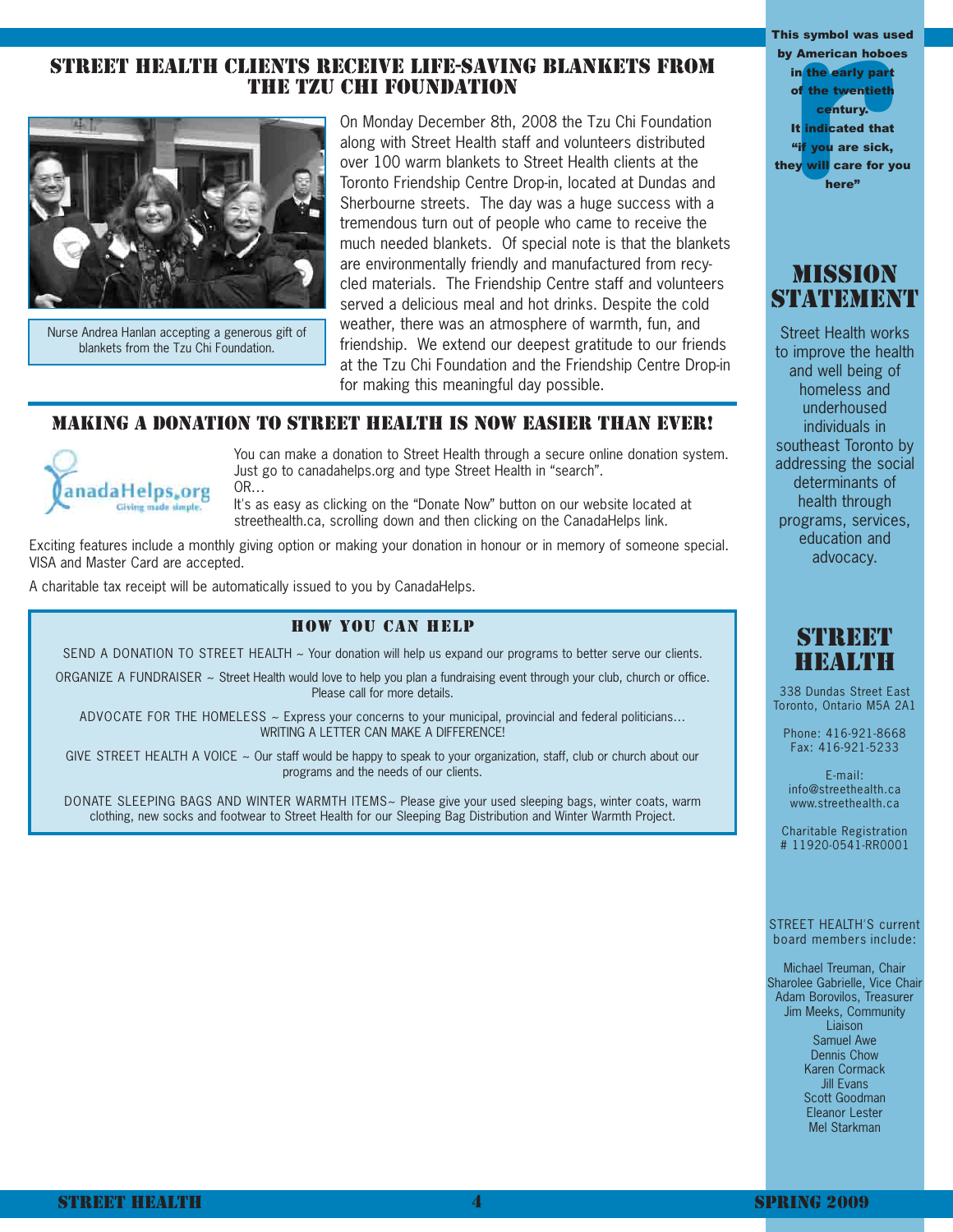## STREET HEALTH CLIENTS RECEIVE LIFE-SAVING BLANKETS FROM THE TZU CHI FOUNDATION

Nurse Andrea Hanlan accepting a generous gift of blankets from the Tzu Chi Foundation.

On Monday December 8th, 2008 the Tzu Chi Foundation along with Street Health staff and volunteers distributed over 100 warm blankets to Street Health clients at the Toronto Friendship Centre Drop-in, located at Dundas and Sherbourne streets. The day was a huge success with a tremendous turn out of people who came to receive the much needed blankets. Of special note is that the blankets are environmentally friendly and manufactured from recycled materials. The Friendship Centre staff and volunteers served a delicious meal and hot drinks. Despite the cold weather, there was an atmosphere of warmth, fun, and friendship. We extend our deepest gratitude to our friends at the Tzu Chi Foundation and the Friendship Centre Drop-in for making this meaningful day possible.

## MAKING A DONATION TO STREET HEALTH IS NOW EASIER THAN EVER!

CanadaHelps.org Giving made simple.

You can make a donation to Street Health through a secure online donation system. Just go to canadahelps.org and type Street Health in "search".
OR...
It's as easy as clicking on the "Donate Now" button on our website located at streethealth.ca, scrolling down and then clicking on the CanadaHelps link.

Exciting features include a monthly giving option or making your donation in honour or in memory of someone special. VISA and Master Card are accepted.

A charitable tax receipt will be automatically issued to you by CanadaHelps.

### HOW YOU CAN HELP

SEND A DONATION TO STREET HEALTH ~ Your donation will help us expand our programs to better serve our clients.

ORGANIZE A FUNDRAISER ~ Street Health would love to help you plan a fundraising event through your club, church or office. Please call for more details.

ADVOCATE FOR THE HOMELESS ~ Express your concerns to your municipal, provincial and federal politicians... WRITING A LETTER CAN MAKE A DIFFERENCE!

GIVE STREET HEALTH A VOICE ~ Our staff would be happy to speak to your organization, staff, club or church about our programs and the needs of our clients.

DONATE SLEEPING BAGS AND WINTER WARMTH ITEMS~ Please give your used sleeping bags, winter coats, warm clothing, new socks and footwear to Street Health for our Sleeping Bag Distribution and Winter Warmth Project.

**This symbol was used by American hoboes in the early part of the twentieth century. It indicated that "if you are sick, they will care for you here"**

## MISSION STATEMENT

Street Health works to improve the health and well being of homeless and underhoused individuals in southeast Toronto by addressing the social determinants of health through programs, services, education and advocacy.

## STREET HEALTH

338 Dundas Street East
Toronto, Ontario M5A 2A1

Phone: 416-921-8668
Fax: 416-921-5233

E-mail:
info@streethealth.ca
www.streethealth.ca

Charitable Registration
# 11920-0541-RR0001

STREET HEALTH'S current board members include:

Michael Treuman, Chair
Sharolee Gabrielle, Vice Chair
Adam Borovilos, Treasurer
Jim Meeks, Community Liaison
Samuel Awe
Dennis Chow
Karen Cormack
Jill Evans
Scott Goodman
Eleanor Lester
Mel Starkman